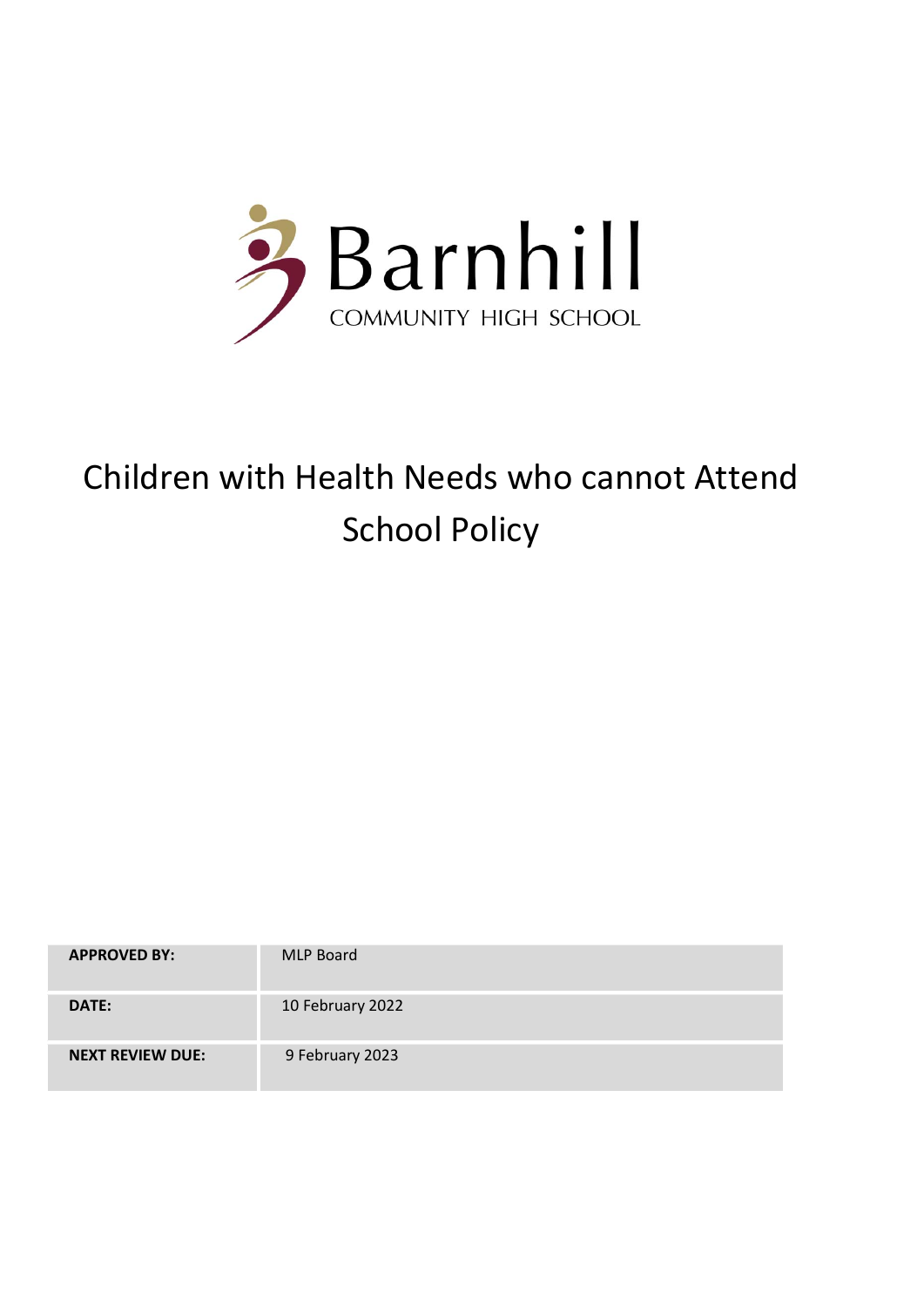Barnhill

COMMUNITY HIGH SCHOOL

# Children with Health Needs who cannot Attend School Policy

| APPROVED BY: | MLP Board |
|---|---|
| DATE: | 10 February 2022 |
| NEXT REVIEW DUE: | 9 February 2023 |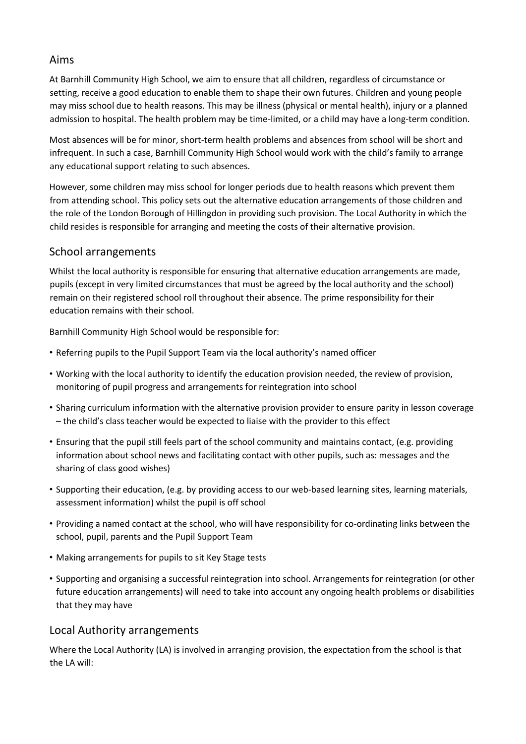## Aims

At Barnhill Community High School, we aim to ensure that all children, regardless of circumstance or setting, receive a good education to enable them to shape their own futures. Children and young people may miss school due to health reasons. This may be illness (physical or mental health), injury or a planned admission to hospital. The health problem may be time-limited, or a child may have a long-term condition.

Most absences will be for minor, short-term health problems and absences from school will be short and infrequent. In such a case, Barnhill Community High School would work with the child's family to arrange any educational support relating to such absences.

However, some children may miss school for longer periods due to health reasons which prevent them from attending school. This policy sets out the alternative education arrangements of those children and the role of the London Borough of Hillingdon in providing such provision. The Local Authority in which the child resides is responsible for arranging and meeting the costs of their alternative provision.

## School arrangements

Whilst the local authority is responsible for ensuring that alternative education arrangements are made, pupils (except in very limited circumstances that must be agreed by the local authority and the school) remain on their registered school roll throughout their absence. The prime responsibility for their education remains with their school.

Barnhill Community High School would be responsible for:

- Referring pupils to the Pupil Support Team via the local authority's named officer
- Working with the local authority to identify the education provision needed, the review of provision, monitoring of pupil progress and arrangements for reintegration into school
- Sharing curriculum information with the alternative provision provider to ensure parity in lesson coverage – the child's class teacher would be expected to liaise with the provider to this effect
- Ensuring that the pupil still feels part of the school community and maintains contact, (e.g. providing information about school news and facilitating contact with other pupils, such as: messages and the sharing of class good wishes)
- Supporting their education, (e.g. by providing access to our web-based learning sites, learning materials, assessment information) whilst the pupil is off school
- Providing a named contact at the school, who will have responsibility for co-ordinating links between the school, pupil, parents and the Pupil Support Team
- Making arrangements for pupils to sit Key Stage tests
- Supporting and organising a successful reintegration into school. Arrangements for reintegration (or other future education arrangements) will need to take into account any ongoing health problems or disabilities that they may have

## Local Authority arrangements

Where the Local Authority (LA) is involved in arranging provision, the expectation from the school is that the LA will: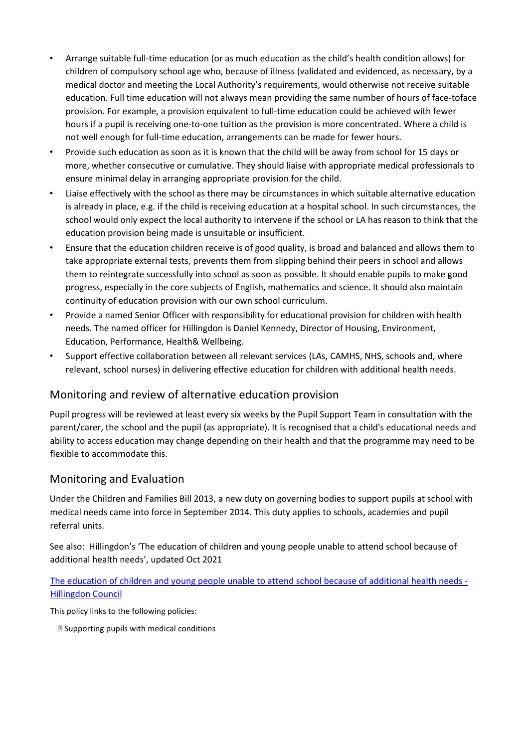- Arrange suitable full-time education (or as much education as the child's health condition allows) for children of compulsory school age who, because of illness (validated and evidenced, as necessary, by a medical doctor and meeting the Local Authority's requirements, would otherwise not receive suitable education. Full time education will not always mean providing the same number of hours of face-toface provision. For example, a provision equivalent to full-time education could be achieved with fewer hours if a pupil is receiving one-to-one tuition as the provision is more concentrated. Where a child is not well enough for full-time education, arrangements can be made for fewer hours.
- Provide such education as soon as it is known that the child will be away from school for 15 days or more, whether consecutive or cumulative. They should liaise with appropriate medical professionals to ensure minimal delay in arranging appropriate provision for the child.
- Liaise effectively with the school as there may be circumstances in which suitable alternative education is already in place, e.g. if the child is receiving education at a hospital school. In such circumstances, the school would only expect the local authority to intervene if the school or LA has reason to think that the education provision being made is unsuitable or insufficient.
- Ensure that the education children receive is of good quality, is broad and balanced and allows them to take appropriate external tests, prevents them from slipping behind their peers in school and allows them to reintegrate successfully into school as soon as possible. It should enable pupils to make good progress, especially in the core subjects of English, mathematics and science. It should also maintain continuity of education provision with our own school curriculum.
- Provide a named Senior Officer with responsibility for educational provision for children with health needs. The named officer for Hillingdon is Daniel Kennedy, Director of Housing, Environment, Education, Performance, Health& Wellbeing.
- Support effective collaboration between all relevant services (LAs, CAMHS, NHS, schools and, where relevant, school nurses) in delivering effective education for children with additional health needs.

## Monitoring and review of alternative education provision

Pupil progress will be reviewed at least every six weeks by the Pupil Support Team in consultation with the parent/carer, the school and the pupil (as appropriate). It is recognised that a child's educational needs and ability to access education may change depending on their health and that the programme may need to be flexible to accommodate this.

## Monitoring and Evaluation

Under the Children and Families Bill 2013, a new duty on governing bodies to support pupils at school with medical needs came into force in September 2014. This duty applies to schools, academies and pupil referral units.

See also: Hillingdon's 'The education of children and young people unable to attend school because of additional health needs', updated Oct 2021

[The education of children and young people unable to attend school because of additional health needs - Hillingdon Council]

This policy links to the following policies:

- Supporting pupils with medical conditions